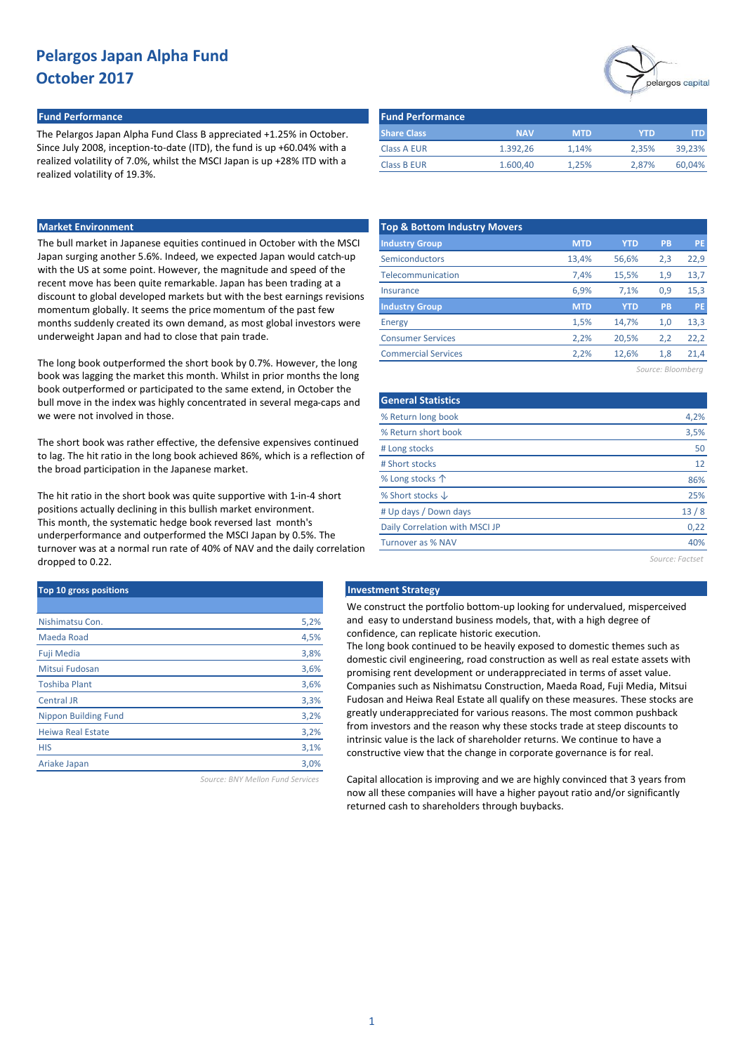# Pelargos Japan Alpha Fund
# October 2017

## Fund Performance

The Pelargos Japan Alpha Fund Class B appreciated +1.25% in October. Since July 2008, inception-to-date (ITD), the fund is up +60.04% with a realized volatility of 7.0%, whilst the MSCI Japan is up +28% ITD with a realized volatility of 19.3%.

### Fund Performance

| Share Class | NAV | MTD | YTD | ITD |
|---|---|---|---|---|
| Class A EUR | 1.392,26 | 1,14% | 2,35% | 39,23% |
| Class B EUR | 1.600,40 | 1,25% | 2,87% | 60,04% |

## Market Environment

The bull market in Japanese equities continued in October with the MSCI Japan surging another 5.6%. Indeed, we expected Japan would catch-up with the US at some point. However, the magnitude and speed of the recent move has been quite remarkable. Japan has been trading at a discount to global developed markets but with the best earnings revisions momentum globally. It seems the price momentum of the past few months suddenly created its own demand, as most global investors were underweight Japan and had to close that pain trade.

The long book outperformed the short book by 0.7%. However, the long book was lagging the market this month. Whilst in prior months the long book outperformed or participated to the same extend, in October the bull move in the index was highly concentrated in several mega-caps and we were not involved in those.

The short book was rather effective, the defensive expensives continued to lag. The hit ratio in the long book achieved 86%, which is a reflection of the broad participation in the Japanese market.

The hit ratio in the short book was quite supportive with 1-in-4 short positions actually declining in this bullish market environment. This month, the systematic hedge book reversed last month's underperformance and outperformed the MSCI Japan by 0.5%. The turnover was at a normal run rate of 40% of NAV and the daily correlation dropped to 0.22.

### Top & Bottom Industry Movers

| Industry Group | MTD | YTD | PB | PE |
|---|---|---|---|---|
| Semiconductors | 13,4% | 56,6% | 2,3 | 22,9 |
| Telecommunication | 7,4% | 15,5% | 1,9 | 13,7 |
| Insurance | 6,9% | 7,1% | 0,9 | 15,3 |
| **Industry Group** | **MTD** | **YTD** | **PB** | **PE** |
| Energy | 1,5% | 14,7% | 1,0 | 13,3 |
| Consumer Services | 2,2% | 20,5% | 2,2 | 22,2 |
| Commercial Services | 2,2% | 12,6% | 1,8 | 21,4 |

*Source: Bloomberg*

### General Statistics

| | |
|---|---|
| % Return long book | 4,2% |
| % Return short book | 3,5% |
| # Long stocks | 50 |
| # Short stocks | 12 |
| % Long stocks ↑ | 86% |
| % Short stocks ↓ | 25% |
| # Up days / Down days | 13 / 8 |
| Daily Correlation with MSCI JP | 0,22 |
| Turnover as % NAV | 40% |

*Source: Factset*

### Top 10 gross positions

| | |
|---|---|
| Nishimatsu Con. | 5,2% |
| Maeda Road | 4,5% |
| Fuji Media | 3,8% |
| Mitsui Fudosan | 3,6% |
| Toshiba Plant | 3,6% |
| Central JR | 3,3% |
| Nippon Building Fund | 3,2% |
| Heiwa Real Estate | 3,2% |
| HIS | 3,1% |
| Ariake Japan | 3,0% |

*Source: BNY Mellon Fund Services*

## Investment Strategy

We construct the portfolio bottom-up looking for undervalued, misperceived and easy to understand business models, that, with a high degree of confidence, can replicate historic execution.

The long book continued to be heavily exposed to domestic themes such as domestic civil engineering, road construction as well as real estate assets with promising rent development or underappreciated in terms of asset value. Companies such as Nishimatsu Construction, Maeda Road, Fuji Media, Mitsui Fudosan and Heiwa Real Estate all qualify on these measures. These stocks are greatly underappreciated for various reasons. The most common pushback from investors and the reason why these stocks trade at steep discounts to intrinsic value is the lack of shareholder returns. We continue to have a constructive view that the change in corporate governance is for real.

Capital allocation is improving and we are highly convinced that 3 years from now all these companies will have a higher payout ratio and/or significantly returned cash to shareholders through buybacks.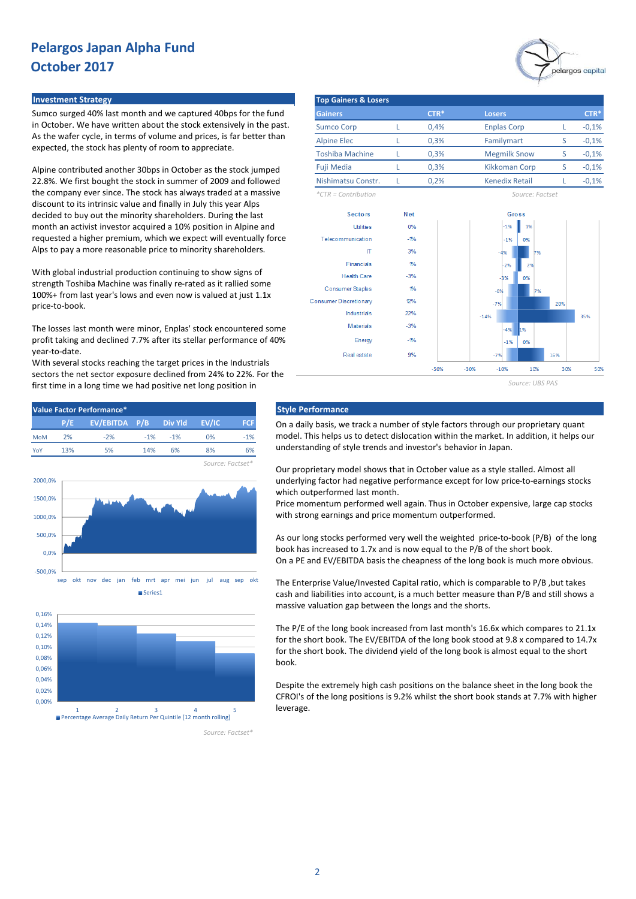# Pelargos Japan Alpha Fund
# October 2017

## Investment Strategy

Sumco surged 40% last month and we captured 40bps for the fund in October. We have written about the stock extensively in the past. As the wafer cycle, in terms of volume and prices, is far better than expected, the stock has plenty of room to appreciate.

Alpine contributed another 30bps in October as the stock jumped 22.8%. We first bought the stock in summer of 2009 and followed the company ever since. The stock has always traded at a massive discount to its intrinsic value and finally in July this year Alps decided to buy out the minority shareholders. During the last month an activist investor acquired a 10% position in Alpine and requested a higher premium, which we expect will eventually force Alps to pay a more reasonable price to minority shareholders.

With global industrial production continuing to show signs of strength Toshiba Machine was finally re-rated as it rallied some 100%+ from last year's lows and even now is valued at just 1.1x price-to-book.

The losses last month were minor, Enplas' stock encountered some profit taking and declined 7.7% after its stellar performance of 40% year-to-date.
With several stocks reaching the target prices in the Industrials sectors the net sector exposure declined from 24% to 22%. For the first time in a long time we had positive net long position in

## Top Gainers & Losers

| Gainers | | CTR* | Losers | | CTR* |
|---|---|---|---|---|---|
| Sumco Corp | L | 0,4% | Enplas Corp | L | -0,1% |
| Alpine Elec | L | 0,3% | Familymart | S | -0,1% |
| Toshiba Machine | L | 0,3% | Megmilk Snow | S | -0,1% |
| Fuji Media | L | 0,3% | Kikkoman Corp | S | -0,1% |
| Nishimatsu Constr. | L | 0,2% | Kenedix Retail | L | -0,1% |

*CTR = Contribution

Source: Factset

| Sectors | Net | Gross (Short) | Gross (Long) |
|---|---|---|---|
| Utilities | 0% | -1% | 1% |
| Telecommunication | -1% | -1% | 0% |
| IT | 3% | -4% | 7% |
| Financials | 1% | -2% | 2% |
| Health Care | -3% | -3% | 0% |
| Consumer Staples | 1% | -6% | 7% |
| Consumer Discretionary | 12% | -7% | 20% |
| Industrials | 22% | -14% | 35% |
| Materials | -3% | -4% | 1% |
| Energy | -1% | -1% | 0% |
| Real estate | 9% | -7% | 16% |

Source: UBS PAS

## Value Factor Performance*

| | P/E | EV/EBITDA | P/B | Div Yld | EV/IC | FCF |
|---|---|---|---|---|---|---|
| MoM | 2% | -2% | -1% | -1% | 0% | -1% |
| YoY | 13% | 5% | 14% | 6% | 8% | 6% |

Source: Factset*

Series1

Percentage Average Daily Return Per Quintile [12 month rolling]

Source: Factset*

## Style Performance

On a daily basis, we track a number of style factors through our proprietary quant model. This helps us to detect dislocation within the market. In addition, it helps our understanding of style trends and investor's behavior in Japan.

Our proprietary model shows that in October value as a style stalled. Almost all underlying factor had negative performance except for low price-to-earnings stocks which outperformed last month.
Price momentum performed well again. Thus in October expensive, large cap stocks with strong earnings and price momentum outperformed.

As our long stocks performed very well the weighted price-to-book (P/B) of the long book has increased to 1.7x and is now equal to the P/B of the short book.
On a PE and EV/EBITDA basis the cheapness of the long book is much more obvious.

The Enterprise Value/Invested Capital ratio, which is comparable to P/B ,but takes cash and liabilities into account, is a much better measure than P/B and still shows a massive valuation gap between the longs and the shorts.

The P/E of the long book increased from last month's 16.6x which compares to 21.1x for the short book. The EV/EBITDA of the long book stood at 9.8 x compared to 14.7x for the short book. The dividend yield of the long book is almost equal to the short book.

Despite the extremely high cash positions on the balance sheet in the long book the CFROI's of the long positions is 9.2% whilst the short book stands at 7.7% with higher leverage.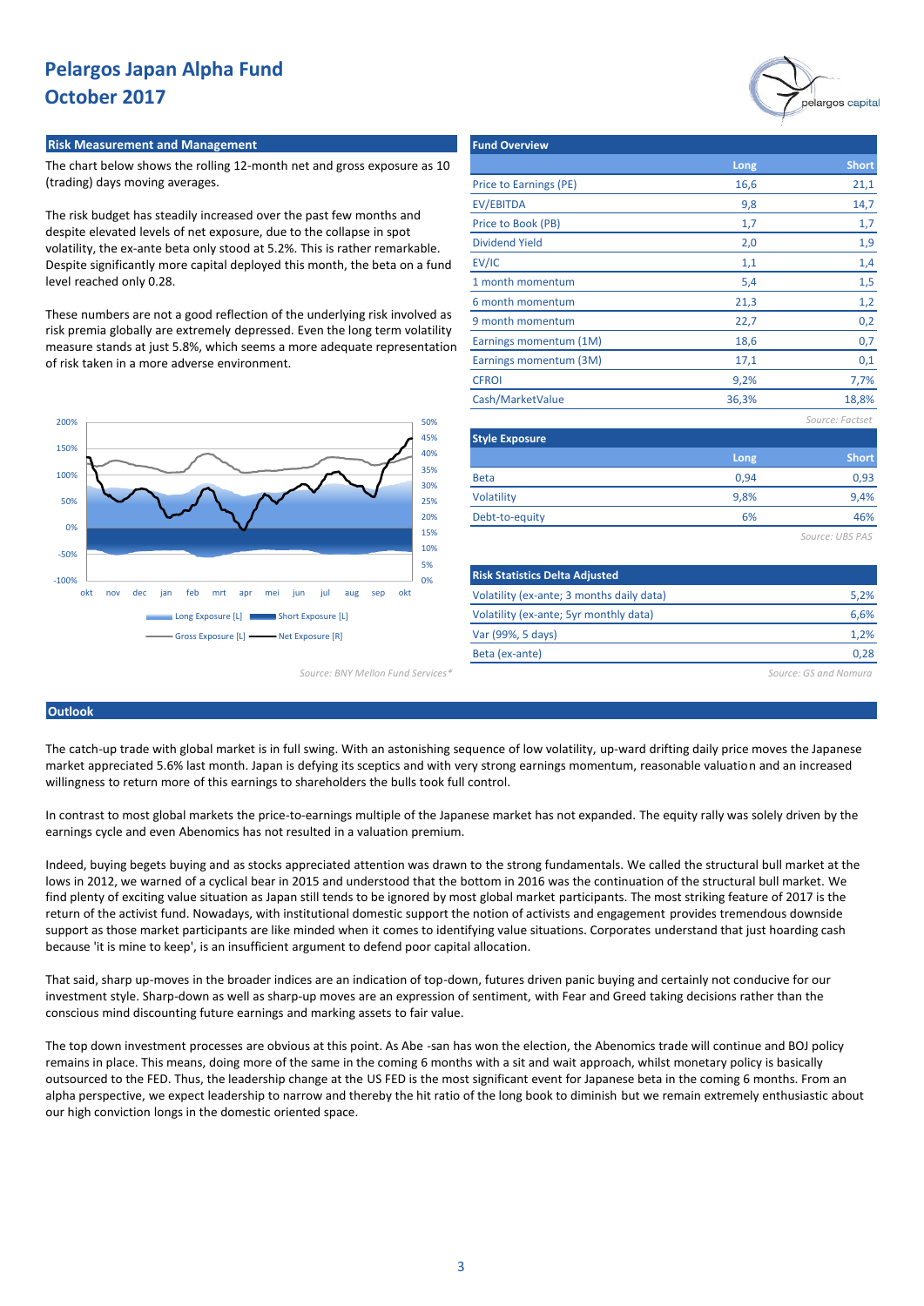# Pelargos Japan Alpha Fund
# October 2017

## Risk Measurement and Management

The chart below shows the rolling 12-month net and gross exposure as 10 (trading) days moving averages.

The risk budget has steadily increased over the past few months and despite elevated levels of net exposure, due to the collapse in spot volatility, the ex-ante beta only stood at 5.2%. This is rather remarkable. Despite significantly more capital deployed this month, the beta on a fund level reached only 0.28.

These numbers are not a good reflection of the underlying risk involved as risk premia globally are extremely depressed. Even the long term volatility measure stands at just 5.8%, which seems a more adequate representation of risk taken in a more adverse environment.

Long Exposure [L] | Short Exposure [L] | Gross Exposure [L] | Net Exposure [R]

*Source: BNY Mellon Fund Services\**

## Fund Overview

| | Long | Short |
|---|---|---|
| Price to Earnings (PE) | 16,6 | 21,1 |
| EV/EBITDA | 9,8 | 14,7 |
| Price to Book (PB) | 1,7 | 1,7 |
| Dividend Yield | 2,0 | 1,9 |
| EV/IC | 1,1 | 1,4 |
| 1 month momentum | 5,4 | 1,5 |
| 6 month momentum | 21,3 | 1,2 |
| 9 month momentum | 22,7 | 0,2 |
| Earnings momentum (1M) | 18,6 | 0,7 |
| Earnings momentum (3M) | 17,1 | 0,1 |
| CFROI | 9,2% | 7,7% |
| Cash/MarketValue | 36,3% | 18,8% |

*Source: Factset*

## Style Exposure

| | Long | Short |
|---|---|---|
| Beta | 0,94 | 0,93 |
| Volatility | 9,8% | 9,4% |
| Debt-to-equity | 6% | 46% |

*Source: UBS PAS*

## Risk Statistics Delta Adjusted

| | |
|---|---|
| Volatility (ex-ante; 3 months daily data) | 5,2% |
| Volatility (ex-ante; 5yr monthly data) | 6,6% |
| Var (99%, 5 days) | 1,2% |
| Beta (ex-ante) | 0,28 |

*Source: GS and Nomura*

## Outlook

The catch-up trade with global market is in full swing. With an astonishing sequence of low volatility, up-ward drifting daily price moves the Japanese market appreciated 5.6% last month. Japan is defying its sceptics and with very strong earnings momentum, reasonable valuation and an increased willingness to return more of this earnings to shareholders the bulls took full control.

In contrast to most global markets the price-to-earnings multiple of the Japanese market has not expanded. The equity rally was solely driven by the earnings cycle and even Abenomics has not resulted in a valuation premium.

Indeed, buying begets buying and as stocks appreciated attention was drawn to the strong fundamentals. We called the structural bull market at the lows in 2012, we warned of a cyclical bear in 2015 and understood that the bottom in 2016 was the continuation of the structural bull market. We find plenty of exciting value situation as Japan still tends to be ignored by most global market participants. The most striking feature of 2017 is the return of the activist fund. Nowadays, with institutional domestic support the notion of activists and engagement provides tremendous downside support as those market participants are like minded when it comes to identifying value situations. Corporates understand that just hoarding cash because 'it is mine to keep', is an insufficient argument to defend poor capital allocation.

That said, sharp up-moves in the broader indices are an indication of top-down, futures driven panic buying and certainly not conducive for our investment style. Sharp-down as well as sharp-up moves are an expression of sentiment, with Fear and Greed taking decisions rather than the conscious mind discounting future earnings and marking assets to fair value.

The top down investment processes are obvious at this point. As Abe -san has won the election, the Abenomics trade will continue and BOJ policy remains in place. This means, doing more of the same in the coming 6 months with a sit and wait approach, whilst monetary policy is basically outsourced to the FED. Thus, the leadership change at the US FED is the most significant event for Japanese beta in the coming 6 months. From an alpha perspective, we expect leadership to narrow and thereby the hit ratio of the long book to diminish but we remain extremely enthusiastic about our high conviction longs in the domestic oriented space.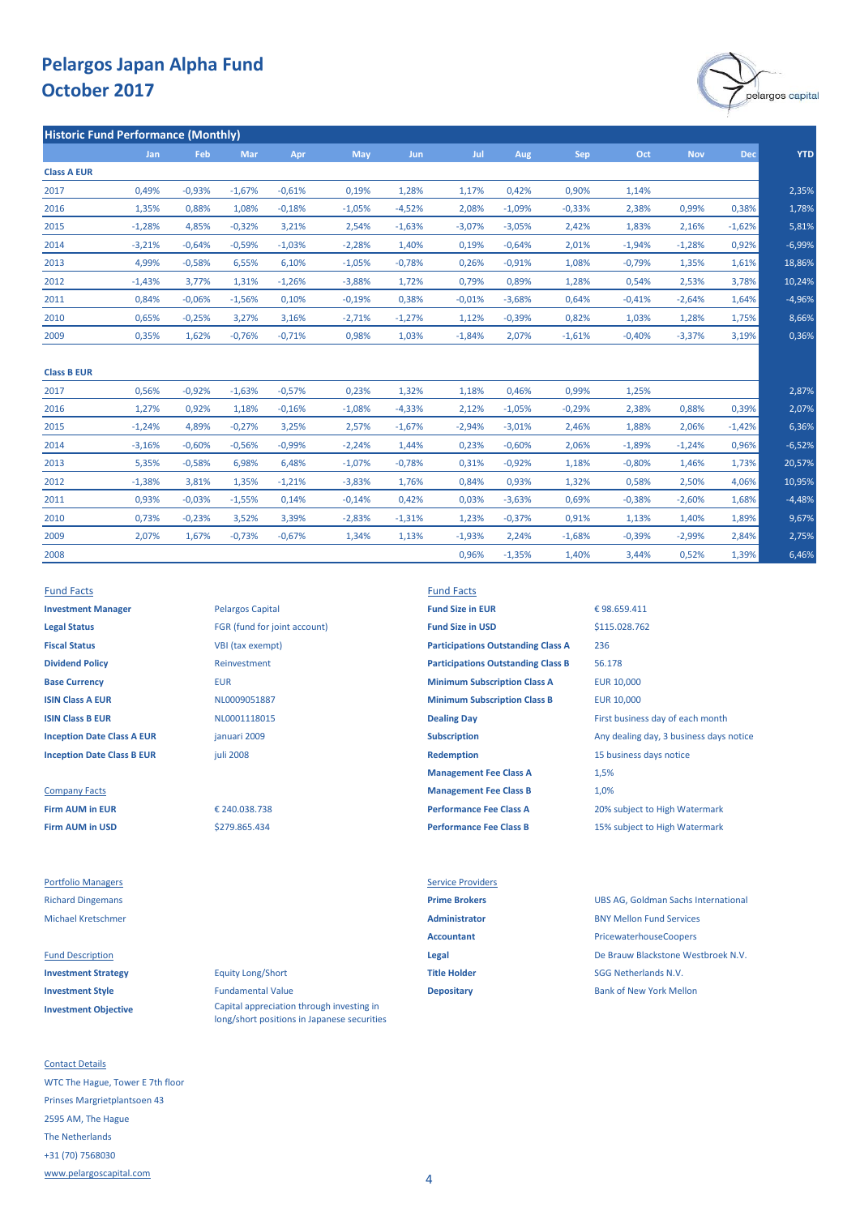# Pelargos Japan Alpha Fund
# October 2017

## Historic Fund Performance (Monthly)

| | Jan | Feb | Mar | Apr | May | Jun | Jul | Aug | Sep | Oct | Nov | Dec | YTD |
|---|---|---|---|---|---|---|---|---|---|---|---|---|---|
| **Class A EUR** | | | | | | | | | | | | | |
| 2017 | 0,49% | -0,93% | -1,67% | -0,61% | 0,19% | 1,28% | 1,17% | 0,42% | 0,90% | 1,14% | | | 2,35% |
| 2016 | 1,35% | 0,88% | 1,08% | -0,18% | -1,05% | -4,52% | 2,08% | -1,09% | -0,33% | 2,38% | 0,99% | 0,38% | 1,78% |
| 2015 | -1,28% | 4,85% | -0,32% | 3,21% | 2,54% | -1,63% | -3,07% | -3,05% | 2,42% | 1,83% | 2,16% | -1,62% | 5,81% |
| 2014 | -3,21% | -0,64% | -0,59% | -1,03% | -2,28% | 1,40% | 0,19% | -0,64% | 2,01% | -1,94% | -1,28% | 0,92% | -6,99% |
| 2013 | 4,99% | -0,58% | 6,55% | 6,10% | -1,05% | -0,78% | 0,26% | -0,91% | 1,08% | -0,79% | 1,35% | 1,61% | 18,86% |
| 2012 | -1,43% | 3,77% | 1,31% | -1,26% | -3,88% | 1,72% | 0,79% | 0,89% | 1,28% | 0,54% | 2,53% | 3,78% | 10,24% |
| 2011 | 0,84% | -0,06% | -1,56% | 0,10% | -0,19% | 0,38% | -0,01% | -3,68% | 0,64% | -0,41% | -2,64% | 1,64% | -4,96% |
| 2010 | 0,65% | -0,25% | 3,27% | 3,16% | -2,71% | -1,27% | 1,12% | -0,39% | 0,82% | 1,03% | 1,28% | 1,75% | 8,66% |
| 2009 | 0,35% | 1,62% | -0,76% | -0,71% | 0,98% | 1,03% | -1,84% | 2,07% | -1,61% | -0,40% | -3,37% | 3,19% | 0,36% |
| **Class B EUR** | | | | | | | | | | | | | |
| 2017 | 0,56% | -0,92% | -1,63% | -0,57% | 0,23% | 1,32% | 1,18% | 0,46% | 0,99% | 1,25% | | | 2,87% |
| 2016 | 1,27% | 0,92% | 1,18% | -0,16% | -1,08% | -4,33% | 2,12% | -1,05% | -0,29% | 2,38% | 0,88% | 0,39% | 2,07% |
| 2015 | -1,24% | 4,89% | -0,27% | 3,25% | 2,57% | -1,67% | -2,94% | -3,01% | 2,46% | 1,88% | 2,06% | -1,42% | 6,36% |
| 2014 | -3,16% | -0,60% | -0,56% | -0,99% | -2,24% | 1,44% | 0,23% | -0,60% | 2,06% | -1,89% | -1,24% | 0,96% | -6,52% |
| 2013 | 5,35% | -0,58% | 6,98% | 6,48% | -1,07% | -0,78% | 0,31% | -0,92% | 1,18% | -0,80% | 1,46% | 1,73% | 20,57% |
| 2012 | -1,38% | 3,81% | 1,35% | -1,21% | -3,83% | 1,76% | 0,84% | 0,93% | 1,32% | 0,58% | 2,50% | 4,06% | 10,95% |
| 2011 | 0,93% | -0,03% | -1,55% | 0,14% | -0,14% | 0,42% | 0,03% | -3,63% | 0,69% | -0,38% | -2,60% | 1,68% | -4,48% |
| 2010 | 0,73% | -0,23% | 3,52% | 3,39% | -2,83% | -1,31% | 1,23% | -0,37% | 0,91% | 1,13% | 1,40% | 1,89% | 9,67% |
| 2009 | 2,07% | 1,67% | -0,73% | -0,67% | 1,34% | 1,13% | -1,93% | 2,24% | -1,68% | -0,39% | -2,99% | 2,84% | 2,75% |
| 2008 | | | | | | | 0,96% | -1,35% | 1,40% | 3,44% | 0,52% | 1,39% | 6,46% |

### Fund Facts

| | |
|---|---|
| **Investment Manager** | Pelargos Capital |
| **Legal Status** | FGR (fund for joint account) |
| **Fiscal Status** | VBI (tax exempt) |
| **Dividend Policy** | Reinvestment |
| **Base Currency** | EUR |
| **ISIN Class A EUR** | NL0009051887 |
| **ISIN Class B EUR** | NL0001118015 |
| **Inception Date Class A EUR** | januari 2009 |
| **Inception Date Class B EUR** | juli 2008 |

### Company Facts

| | |
|---|---|
| **Firm AUM in EUR** | € 240.038.738 |
| **Firm AUM in USD** | $279.865.434 |

### Fund Facts

| | |
|---|---|
| **Fund Size in EUR** | € 98.659.411 |
| **Fund Size in USD** | $115.028.762 |
| **Participations Outstanding Class A** | 236 |
| **Participations Outstanding Class B** | 56.178 |
| **Minimum Subscription Class A** | EUR 10,000 |
| **Minimum Subscription Class B** | EUR 10,000 |
| **Dealing Day** | First business day of each month |
| **Subscription** | Any dealing day, 3 business days notice |
| **Redemption** | 15 business days notice |
| **Management Fee Class A** | 1,5% |
| **Management Fee Class B** | 1,0% |
| **Performance Fee Class A** | 20% subject to High Watermark |
| **Performance Fee Class B** | 15% subject to High Watermark |

### Portfolio Managers

Richard Dingemans
Michael Kretschmer

### Fund Description

| | |
|---|---|
| **Investment Strategy** | Equity Long/Short |
| **Investment Style** | Fundamental Value |
| **Investment Objective** | Capital appreciation through investing in long/short positions in Japanese securities |

### Service Providers

| | |
|---|---|
| **Prime Brokers** | UBS AG, Goldman Sachs International |
| **Administrator** | BNY Mellon Fund Services |
| **Accountant** | PricewaterhouseCoopers |
| **Legal** | De Brauw Blackstone Westbroek N.V. |
| **Title Holder** | SGG Netherlands N.V. |
| **Depositary** | Bank of New York Mellon |

### Contact Details

WTC The Hague, Tower E 7th floor
Prinses Margrietplantsoen 43
2595 AM, The Hague
The Netherlands
+31 (70) 7568030
www.pelargoscapital.com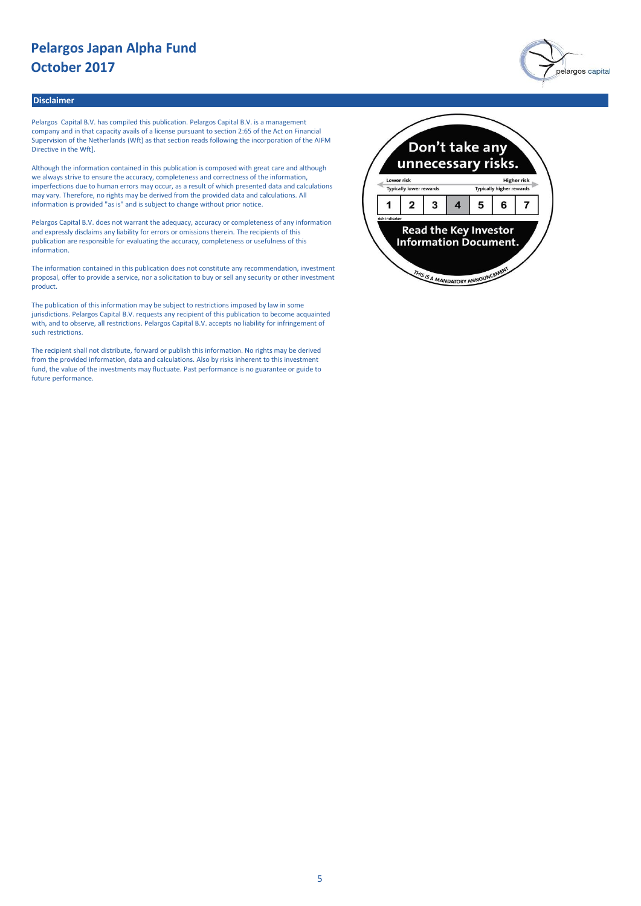# Pelargos Japan Alpha Fund
# October 2017

## Disclaimer

Pelargos Capital B.V. has compiled this publication. Pelargos Capital B.V. is a management company and in that capacity avails of a license pursuant to section 2:65 of the Act on Financial Supervision of the Netherlands (Wft) as that section reads following the incorporation of the AIFM Directive in the Wft].

Although the information contained in this publication is composed with great care and although we always strive to ensure the accuracy, completeness and correctness of the information, imperfections due to human errors may occur, as a result of which presented data and calculations may vary. Therefore, no rights may be derived from the provided data and calculations. All information is provided "as is" and is subject to change without prior notice.

Pelargos Capital B.V. does not warrant the adequacy, accuracy or completeness of any information and expressly disclaims any liability for errors or omissions therein. The recipients of this publication are responsible for evaluating the accuracy, completeness or usefulness of this information.

The information contained in this publication does not constitute any recommendation, investment proposal, offer to provide a service, nor a solicitation to buy or sell any security or other investment product.

The publication of this information may be subject to restrictions imposed by law in some jurisdictions. Pelargos Capital B.V. requests any recipient of this publication to become acquainted with, and to observe, all restrictions. Pelargos Capital B.V. accepts no liability for infringement of such restrictions.

The recipient shall not distribute, forward or publish this information. No rights may be derived from the provided information, data and calculations. Also by risks inherent to this investment fund, the value of the investments may fluctuate. Past performance is no guarantee or guide to future performance.

**Don't take any unnecessary risks.**

Lower risk — Typically lower rewards
Higher risk — Typically higher rewards

1 2 3 **4** 5 6 7

risk indicator

**Read the Key Investor Information Document.**

THIS IS A MANDATORY ANNOUNCEMENT